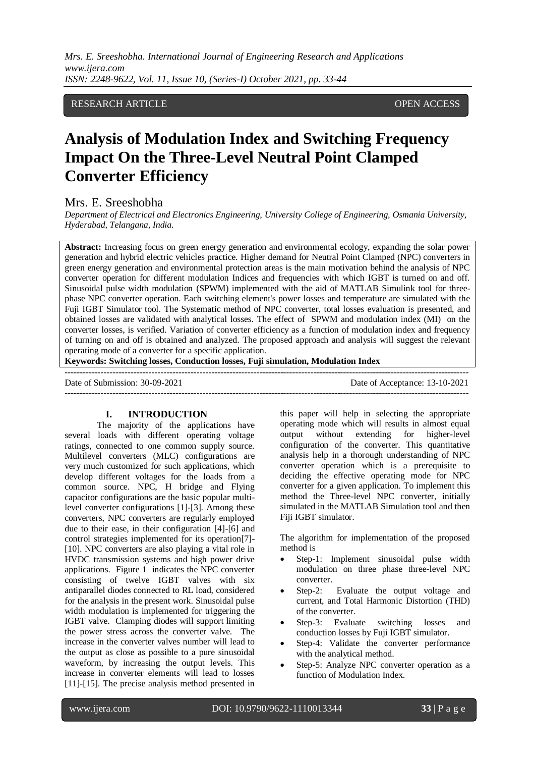RESEARCH ARTICLE OPEN ACCESS

# Analysis of Modulation Index and Switching Frequency Impact On the Three-Level Neutral Point Clamped Converter Efficiency

Mrs. E. Sreeshobha

*Department of Electrical and Electronics Engineering, University College of Engineering, Osmania University, Hyderabad, Telangana, India.*

**Abstract:** Increasing focus on green energy generation and environmental ecology, expanding the solar power generation and hybrid electric vehicles practice. Higher demand for Neutral Point Clamped (NPC) converters in green energy generation and environmental protection areas is the main motivation behind the analysis of NPC converter operation for different modulation Indices and frequencies with which IGBT is turned on and off. Sinusoidal pulse width modulation (SPWM) implemented with the aid of MATLAB Simulink tool for three-phase NPC converter operation. Each switching element's power losses and temperature are simulated with the Fuji IGBT Simulator tool. The Systematic method of NPC converter, total losses evaluation is presented, and obtained losses are validated with analytical losses. The effect of SPWM and modulation index (MI) on the converter losses, is verified. Variation of converter efficiency as a function of modulation index and frequency of turning on and off is obtained and analyzed. The proposed approach and analysis will suggest the relevant operating mode of a converter for a specific application.

**Keywords: Switching losses, Conduction losses, Fuji simulation, Modulation Index**

---

Date of Submission: 30-09-2021 Date of Acceptance: 13-10-2021

---

## I. INTRODUCTION

The majority of the applications have several loads with different operating voltage ratings, connected to one common supply source. Multilevel converters (MLC) configurations are very much customized for such applications, which develop different voltages for the loads from a common source. NPC, H bridge and Flying capacitor configurations are the basic popular multi-level converter configurations [1]-[3]. Among these converters, NPC converters are regularly employed due to their ease, in their configuration [4]-[6] and control strategies implemented for its operation[7]-[10]. NPC converters are also playing a vital role in HVDC transmission systems and high power drive applications. Figure 1 indicates the NPC converter consisting of twelve IGBT valves with six antiparallel diodes connected to RL load, considered for the analysis in the present work. Sinusoidal pulse width modulation is implemented for triggering the IGBT valve. Clamping diodes will support limiting the power stress across the converter valve. The increase in the converter valves number will lead to the output as close as possible to a pure sinusoidal waveform, by increasing the output levels. This increase in converter elements will lead to losses [11]-[15]. The precise analysis method presented in this paper will help in selecting the appropriate operating mode which will results in almost equal output without extending for higher-level configuration of the converter. This quantitative analysis help in a thorough understanding of NPC converter operation which is a prerequisite to deciding the effective operating mode for NPC converter for a given application. To implement this method the Three-level NPC converter, initially simulated in the MATLAB Simulation tool and then Fiji IGBT simulator.

The algorithm for implementation of the proposed method is

- Step-1: Implement sinusoidal pulse width modulation on three phase three-level NPC converter.
- Step-2: Evaluate the output voltage and current, and Total Harmonic Distortion (THD) of the converter.
- Step-3: Evaluate switching losses and conduction losses by Fuji IGBT simulator.
- Step-4: Validate the converter performance with the analytical method.
- Step-5: Analyze NPC converter operation as a function of Modulation Index.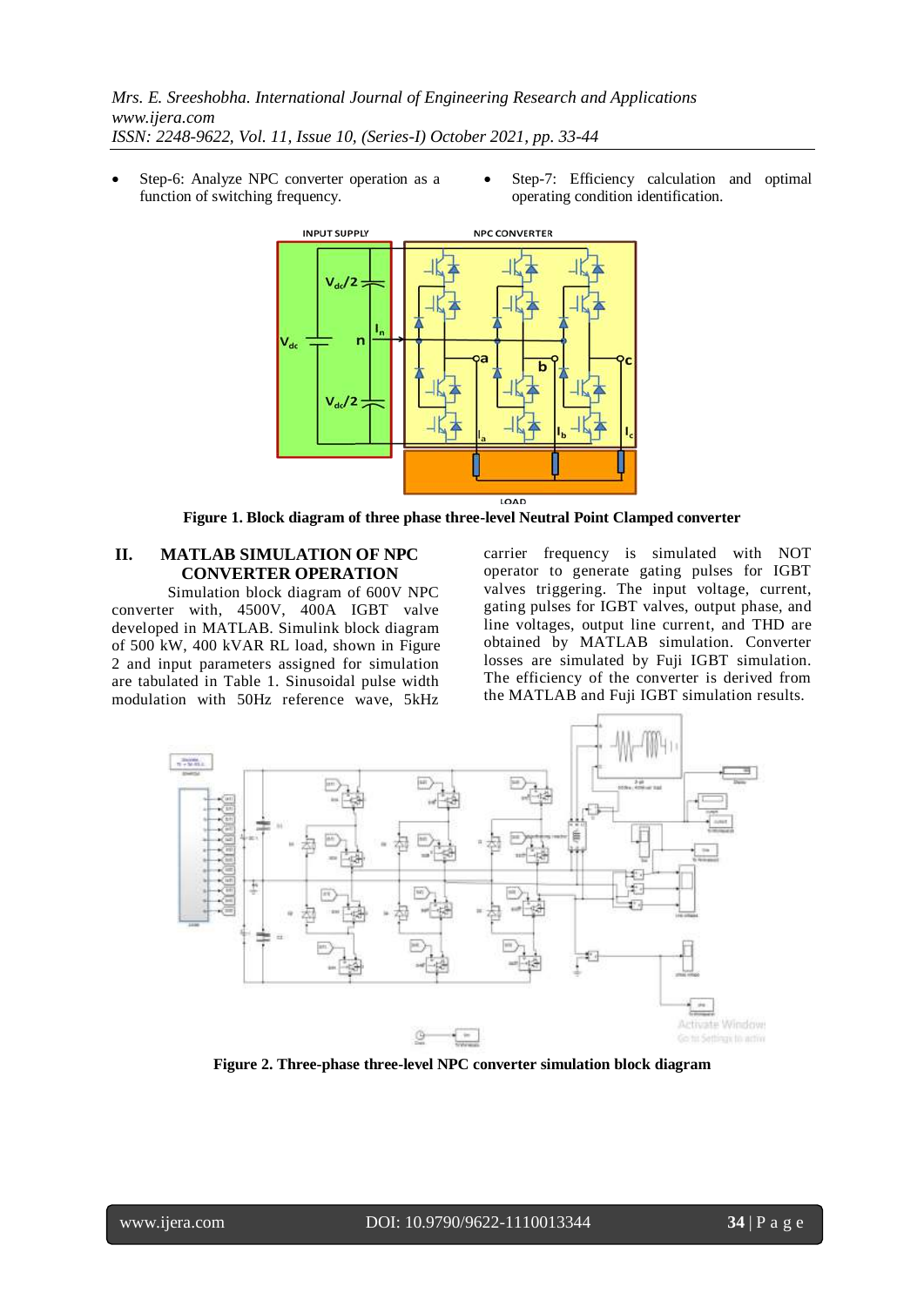- Step-6: Analyze NPC converter operation as a function of switching frequency.
- Step-7: Efficiency calculation and optimal operating condition identification.

**Figure 1. Block diagram of three phase three-level Neutral Point Clamped converter**

## II. MATLAB SIMULATION OF NPC CONVERTER OPERATION

Simulation block diagram of 600V NPC converter with, 4500V, 400A IGBT valve developed in MATLAB. Simulink block diagram of 500 kW, 400 kVAR RL load, shown in Figure 2 and input parameters assigned for simulation are tabulated in Table 1. Sinusoidal pulse width modulation with 50Hz reference wave, 5kHz carrier frequency is simulated with NOT operator to generate gating pulses for IGBT valves triggering. The input voltage, current, gating pulses for IGBT valves, output phase, and line voltages, output line current, and THD are obtained by MATLAB simulation. Converter losses are simulated by Fuji IGBT simulation. The efficiency of the converter is derived from the MATLAB and Fuji IGBT simulation results.

**Figure 2. Three-phase three-level NPC converter simulation block diagram**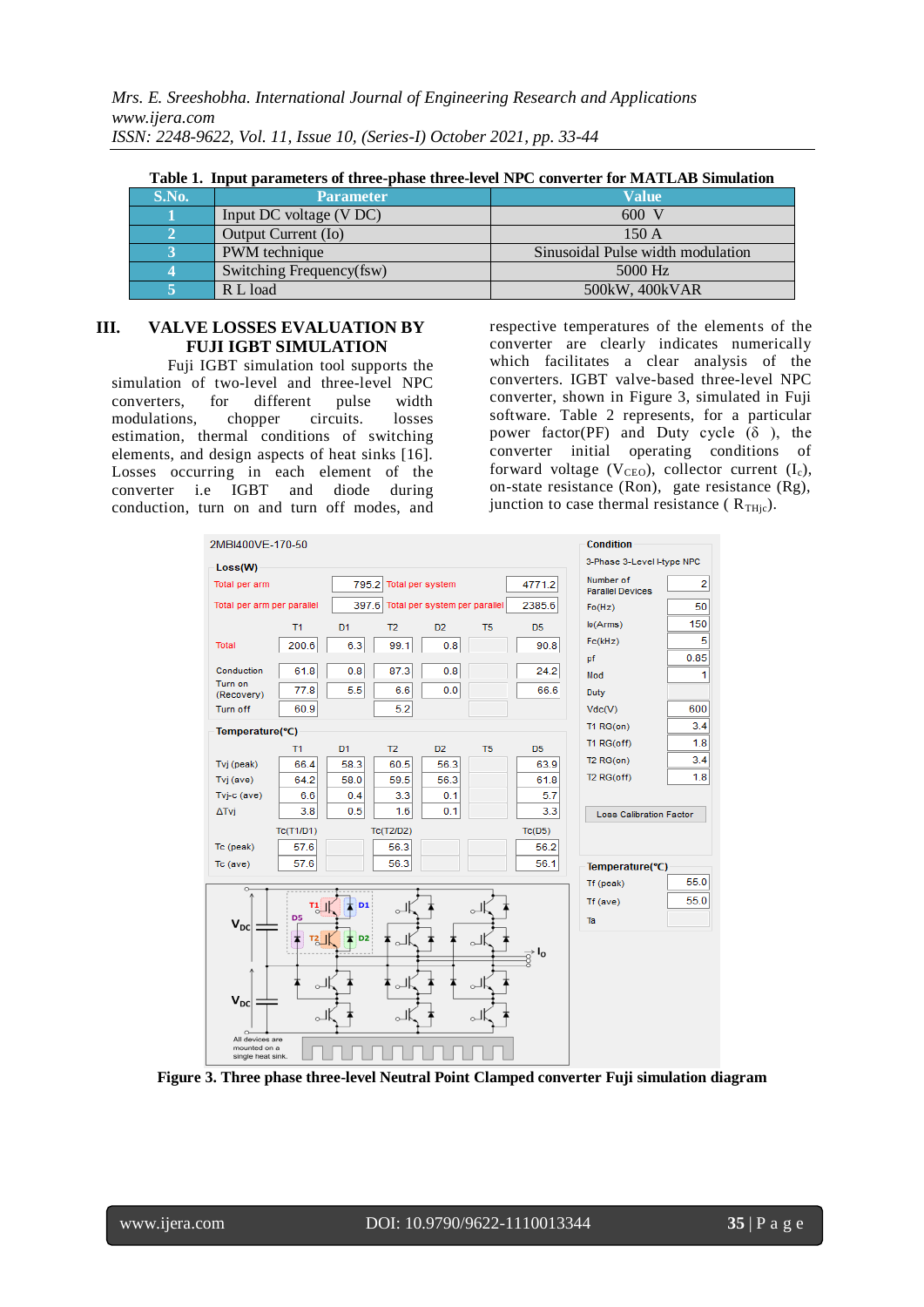**Table 1. Input parameters of three-phase three-level NPC converter for MATLAB Simulation**

| S.No. | Parameter | Value |
|---|---|---|
| 1 | Input DC voltage (V DC) | 600 V |
| 2 | Output Current (Io) | 150 A |
| 3 | PWM technique | Sinusoidal Pulse width modulation |
| 4 | Switching Frequency(fsw) | 5000 Hz |
| 5 | R L load | 500kW, 400kVAR |

## III. VALVE LOSSES EVALUATION BY FUJI IGBT SIMULATION

Fuji IGBT simulation tool supports the simulation of two-level and three-level NPC converters, for different pulse width modulations, chopper circuits. losses estimation, thermal conditions of switching elements, and design aspects of heat sinks [16]. Losses occurring in each element of the converter i.e IGBT and diode during conduction, turn on and turn off modes, and respective temperatures of the elements of the converter are clearly indicates numerically which facilitates a clear analysis of the converters. IGBT valve-based three-level NPC converter, shown in Figure 3, simulated in Fuji software. Table 2 represents, for a particular power factor(PF) and Duty cycle (δ), the converter initial operating conditions of forward voltage ($V_{CEO}$), collector current ($I_c$), on-state resistance (Ron), gate resistance (Rg), junction to case thermal resistance ( $R_{THjc}$).

**Figure 3. Three phase three-level Neutral Point Clamped converter Fuji simulation diagram**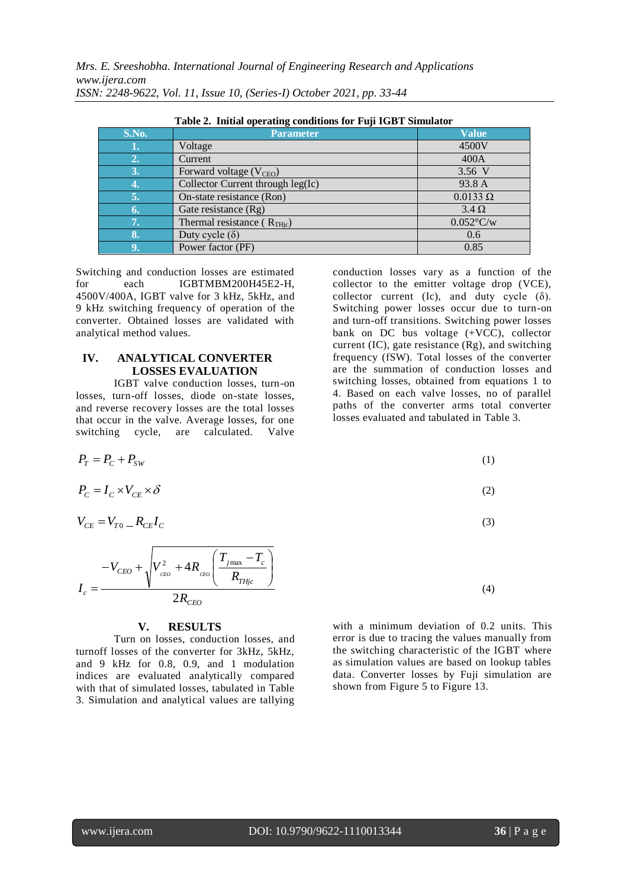**Table 2. Initial operating conditions for Fuji IGBT Simulator**

| S.No. | Parameter | Value |
|---|---|---|
| 1. | Voltage | 4500V |
| 2. | Current | 400A |
| 3. | Forward voltage ($V_{CEO}$) | 3.56 V |
| 4. | Collector Current through leg(Ic) | 93.8 A |
| 5. | On-state resistance (Ron) | 0.0133 Ω |
| 6. | Gate resistance (Rg) | 3.4 Ω |
| 7. | Thermal resistance ( $R_{THjc}$) | 0.052°C/w |
| 8. | Duty cycle (δ) | 0.6 |
| 9. | Power factor (PF) | 0.85 |

Switching and conduction losses are estimated for each IGBTMBM200H45E2-H, 4500V/400A, IGBT valve for 3 kHz, 5kHz, and 9 kHz switching frequency of operation of the converter. Obtained losses are validated with analytical method values.

## IV. ANALYTICAL CONVERTER LOSSES EVALUATION

IGBT valve conduction losses, turn-on losses, turn-off losses, diode on-state losses, and reverse recovery losses are the total losses that occur in the valve. Average losses, for one switching cycle, are calculated. Valve conduction losses vary as a function of the collector to the emitter voltage drop (VCE), collector current (Ic), and duty cycle (δ). Switching power losses occur due to turn-on and turn-off transitions. Switching power losses bank on DC bus voltage (+VCC), collector current (IC), gate resistance (Rg), and switching frequency (fSW). Total losses of the converter are the summation of conduction losses and switching losses, obtained from equations 1 to 4. Based on each valve losses, no of parallel paths of the converter arms total converter losses evaluated and tabulated in Table 3.

$$P_T = P_C + P_{SW} \tag{1}$$

$$P_C = I_C \times V_{CE} \times \delta \tag{2}$$

$$V_{CE} = V_{T0} \_ R_{CE} I_C \tag{3}$$

$$I_c = \frac{-V_{CEO} + \sqrt{V_{CEO}^2 + 4R_{CEO}\left(\frac{T_{j\max} - T_c}{R_{THjc}}\right)}}{2R_{CEO}} \tag{4}$$

## V. RESULTS

Turn on losses, conduction losses, and turnoff losses of the converter for 3kHz, 5kHz, and 9 kHz for 0.8, 0.9, and 1 modulation indices are evaluated analytically compared with that of simulated losses, tabulated in Table 3. Simulation and analytical values are tallying with a minimum deviation of 0.2 units. This error is due to tracing the values manually from the switching characteristic of the IGBT where as simulation values are based on lookup tables data. Converter losses by Fuji simulation are shown from Figure 5 to Figure 13.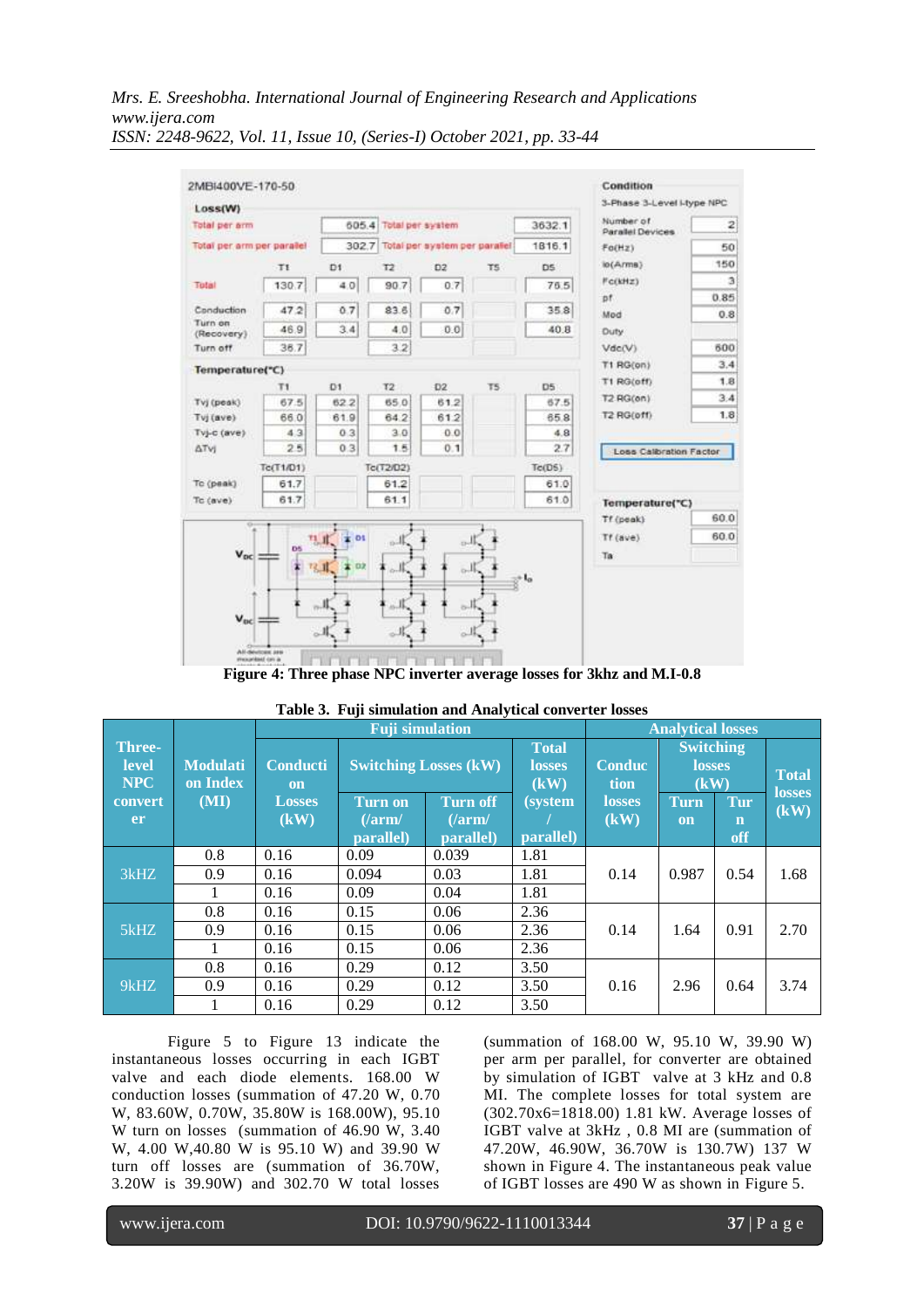Figure 4: Three phase NPC inverter average losses for 3khz and M.I-0.8

**Table 3. Fuji simulation and Analytical converter losses**

| Three-level NPC converter | Modulation Index (MI) | Fuji simulation | | | | Analytical losses | | | |
|---|---|---|---|---|---|---|---|---|---|
| | | Conduction Losses (kW) | Switching Losses (kW) | | Total losses (kW) (system / parallel) | Conduction losses (kW) | Switching losses (kW) | | Total losses (kW) |
| | | | Turn on (/arm/ parallel) | Turn off (/arm/ parallel) | | | Turn on | Turn off | |
| 3kHZ | 0.8 | 0.16 | 0.09 | 0.039 | 1.81 | 0.14 | 0.987 | 0.54 | 1.68 |
| | 0.9 | 0.16 | 0.094 | 0.03 | 1.81 | | | | |
| | 1 | 0.16 | 0.09 | 0.04 | 1.81 | | | | |
| 5kHZ | 0.8 | 0.16 | 0.15 | 0.06 | 2.36 | 0.14 | 1.64 | 0.91 | 2.70 |
| | 0.9 | 0.16 | 0.15 | 0.06 | 2.36 | | | | |
| | 1 | 0.16 | 0.15 | 0.06 | 2.36 | | | | |
| 9kHZ | 0.8 | 0.16 | 0.29 | 0.12 | 3.50 | 0.16 | 2.96 | 0.64 | 3.74 |
| | 0.9 | 0.16 | 0.29 | 0.12 | 3.50 | | | | |
| | 1 | 0.16 | 0.29 | 0.12 | 3.50 | | | | |

Figure 5 to Figure 13 indicate the instantaneous losses occurring in each IGBT valve and each diode elements. 168.00 W conduction losses (summation of 47.20 W, 0.70 W, 83.60W, 0.70W, 35.80W is 168.00W), 95.10 W turn on losses (summation of 46.90 W, 3.40 W, 4.00 W,40.80 W is 95.10 W) and 39.90 W turn off losses are (summation of 36.70W, 3.20W is 39.90W) and 302.70 W total losses (summation of 168.00 W, 95.10 W, 39.90 W) per arm per parallel, for converter are obtained by simulation of IGBT valve at 3 kHz and 0.8 MI. The complete losses for total system are (302.70x6=1818.00) 1.81 kW. Average losses of IGBT valve at 3kHz , 0.8 MI are (summation of 47.20W, 46.90W, 36.70W is 130.7W) 137 W shown in Figure 4. The instantaneous peak value of IGBT losses are 490 W as shown in Figure 5.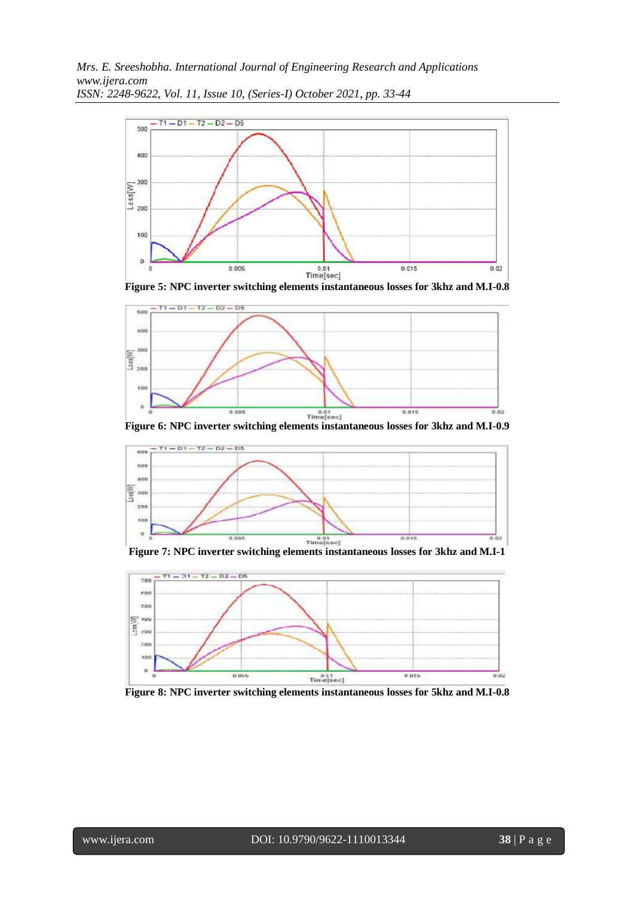Figure 5: NPC inverter switching elements instantaneous losses for 3khz and M.I-0.8

Figure 6: NPC inverter switching elements instantaneous losses for 3khz and M.I-0.9

Figure 7: NPC inverter switching elements instantaneous losses for 3khz and M.I-1

Figure 8: NPC inverter switching elements instantaneous losses for 5khz and M.I-0.8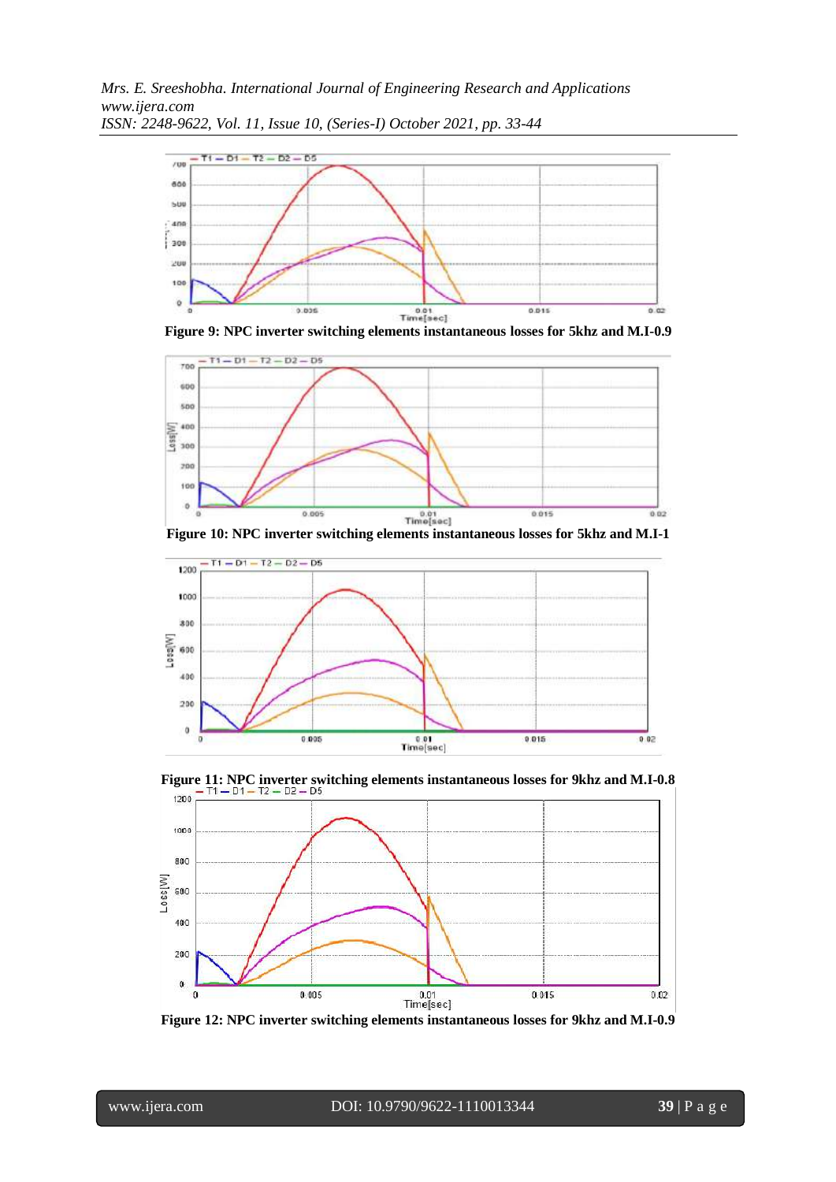Figure 9: NPC inverter switching elements instantaneous losses for 5khz and M.I-0.9

Figure 10: NPC inverter switching elements instantaneous losses for 5khz and M.I-1

Figure 11: NPC inverter switching elements instantaneous losses for 9khz and M.I-0.8

Figure 12: NPC inverter switching elements instantaneous losses for 9khz and M.I-0.9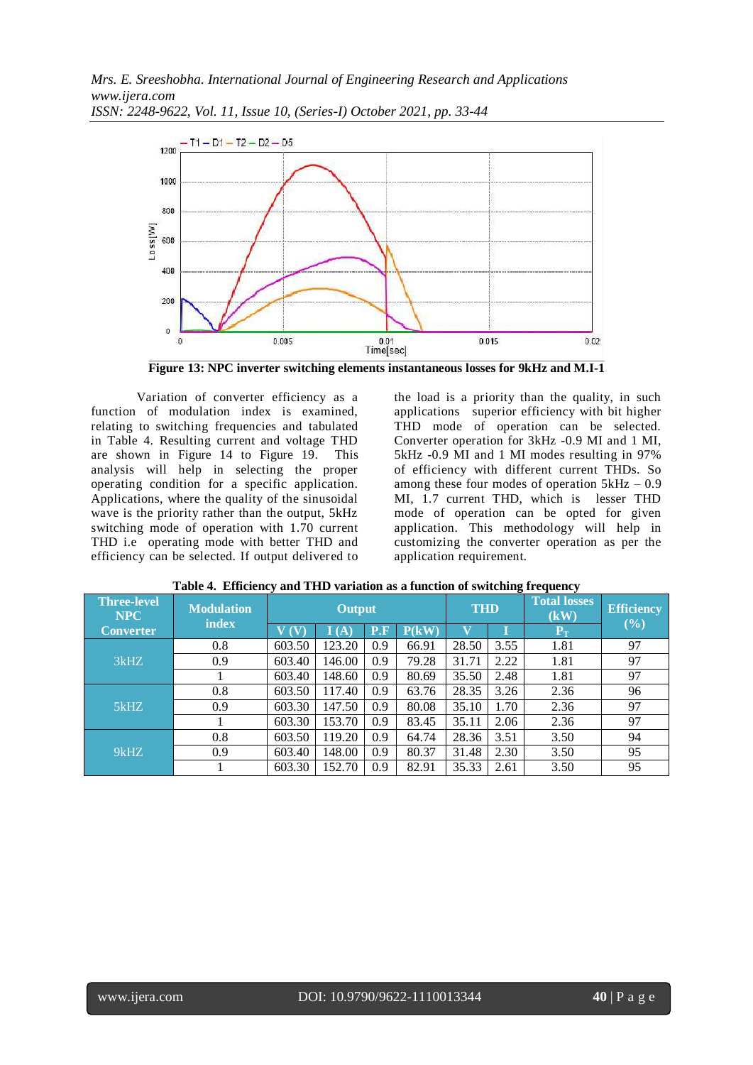Figure 13: NPC inverter switching elements instantaneous losses for 9kHz and M.I-1

Variation of converter efficiency as a function of modulation index is examined, relating to switching frequencies and tabulated in Table 4. Resulting current and voltage THD are shown in Figure 14 to Figure 19. This analysis will help in selecting the proper operating condition for a specific application. Applications, where the quality of the sinusoidal wave is the priority rather than the output, 5kHz switching mode of operation with 1.70 current THD i.e operating mode with better THD and efficiency can be selected. If output delivered to the load is a priority than the quality, in such applications superior efficiency with bit higher THD mode of operation can be selected. Converter operation for 3kHz -0.9 MI and 1 MI, 5kHz -0.9 MI and 1 MI modes resulting in 97% of efficiency with different current THDs. So among these four modes of operation 5kHz – 0.9 MI, 1.7 current THD, which is lesser THD mode of operation can be opted for given application. This methodology will help in customizing the converter operation as per the application requirement.

**Table 4. Efficiency and THD variation as a function of switching frequency**

| Three-level NPC Converter | Modulation index | Output | | | | THD | | Total losses (kW) | Efficiency (%) |
|---|---|---|---|---|---|---|---|---|---|
| | | V (V) | I (A) | P.F | P(kW) | V | I | $P_T$ | |
| 3kHZ | 0.8 | 603.50 | 123.20 | 0.9 | 66.91 | 28.50 | 3.55 | 1.81 | 97 |
| | 0.9 | 603.40 | 146.00 | 0.9 | 79.28 | 31.71 | 2.22 | 1.81 | 97 |
| | 1 | 603.40 | 148.60 | 0.9 | 80.69 | 35.50 | 2.48 | 1.81 | 97 |
| 5kHZ | 0.8 | 603.50 | 117.40 | 0.9 | 63.76 | 28.35 | 3.26 | 2.36 | 96 |
| | 0.9 | 603.30 | 147.50 | 0.9 | 80.08 | 35.10 | 1.70 | 2.36 | 97 |
| | 1 | 603.30 | 153.70 | 0.9 | 83.45 | 35.11 | 2.06 | 2.36 | 97 |
| 9kHZ | 0.8 | 603.50 | 119.20 | 0.9 | 64.74 | 28.36 | 3.51 | 3.50 | 94 |
| | 0.9 | 603.40 | 148.00 | 0.9 | 80.37 | 31.48 | 2.30 | 3.50 | 95 |
| | 1 | 603.30 | 152.70 | 0.9 | 82.91 | 35.33 | 2.61 | 3.50 | 95 |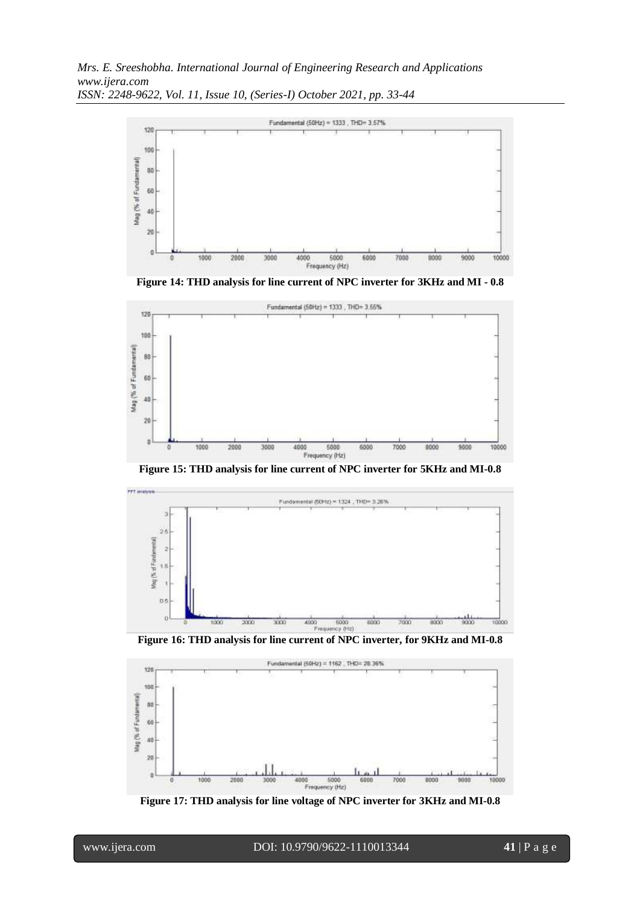**Figure 14: THD analysis for line current of NPC inverter for 3KHz and MI - 0.8**

**Figure 15: THD analysis for line current of NPC inverter for 5KHz and MI-0.8**

**Figure 16: THD analysis for line current of NPC inverter, for 9KHz and MI-0.8**

**Figure 17: THD analysis for line voltage of NPC inverter for 3KHz and MI-0.8**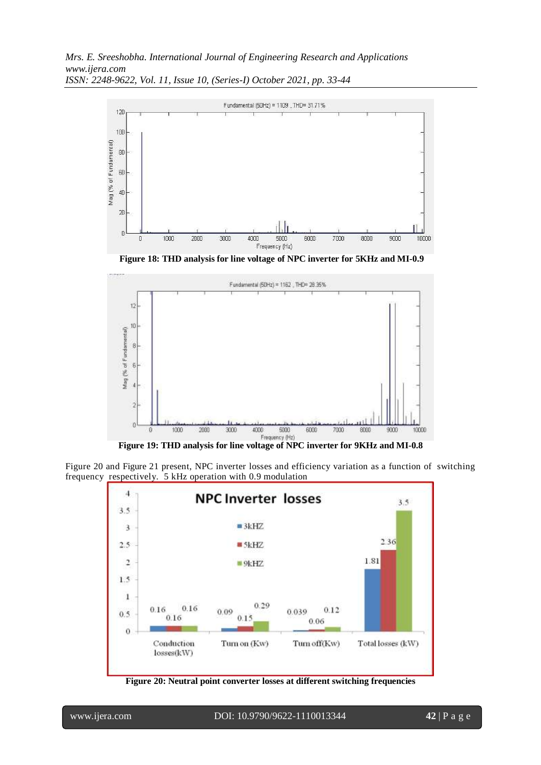**Figure 18: THD analysis for line voltage of NPC inverter for 5KHz and MI-0.9**

**Figure 19: THD analysis for line voltage of NPC inverter for 9KHz and MI-0.8**

Figure 20 and Figure 21 present, NPC inverter losses and efficiency variation as a function of switching frequency respectively. 5 kHz operation with 0.9 modulation

**Figure 20: Neutral point converter losses at different switching frequencies**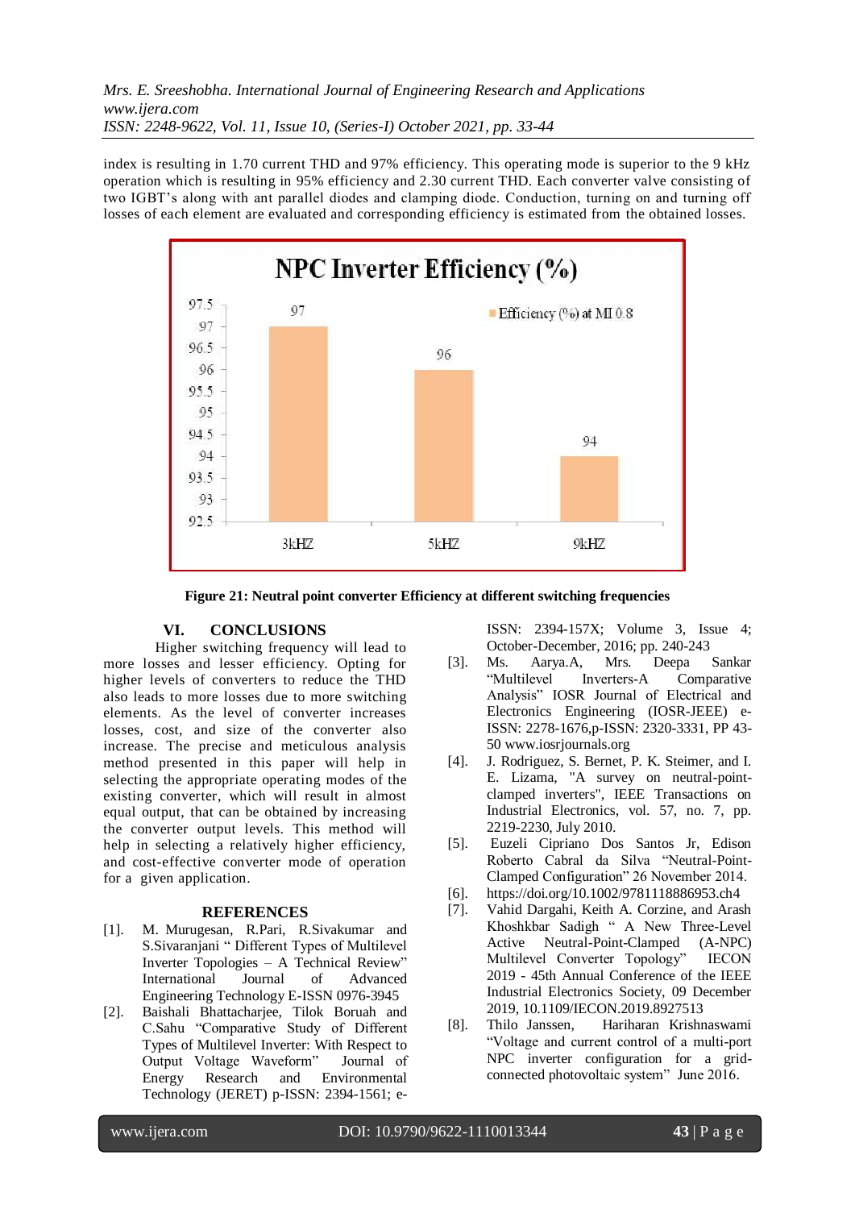index is resulting in 1.70 current THD and 97% efficiency. This operating mode is superior to the 9 kHz operation which is resulting in 95% efficiency and 2.30 current THD. Each converter valve consisting of two IGBT's along with ant parallel diodes and clamping diode. Conduction, turning on and turning off losses of each element are evaluated and corresponding efficiency is estimated from the obtained losses.

**Figure 21: Neutral point converter Efficiency at different switching frequencies**

## VI. CONCLUSIONS

Higher switching frequency will lead to more losses and lesser efficiency. Opting for higher levels of converters to reduce the THD also leads to more losses due to more switching elements. As the level of converter increases losses, cost, and size of the converter also increase. The precise and meticulous analysis method presented in this paper will help in selecting the appropriate operating modes of the existing converter, which will result in almost equal output, that can be obtained by increasing the converter output levels. This method will help in selecting a relatively higher efficiency, and cost-effective converter mode of operation for a given application.

## REFERENCES

[1]. M. Murugesan, R.Pari, R.Sivakumar and S.Sivaranjani " Different Types of Multilevel Inverter Topologies – A Technical Review" International Journal of Advanced Engineering Technology E-ISSN 0976-3945

[2]. Baishali Bhattacharjee, Tilok Boruah and C.Sahu "Comparative Study of Different Types of Multilevel Inverter: With Respect to Output Voltage Waveform" Journal of Energy Research and Environmental Technology (JERET) p-ISSN: 2394-1561; e-ISSN: 2394-157X; Volume 3, Issue 4; October-December, 2016; pp. 240-243

[3]. Ms. Aarya.A, Mrs. Deepa Sankar "Multilevel Inverters-A Comparative Analysis" IOSR Journal of Electrical and Electronics Engineering (IOSR-JEEE) e-ISSN: 2278-1676,p-ISSN: 2320-3331, PP 43-50 www.iosrjournals.org

[4]. J. Rodriguez, S. Bernet, P. K. Steimer, and I. E. Lizama, "A survey on neutral-point-clamped inverters", IEEE Transactions on Industrial Electronics, vol. 57, no. 7, pp. 2219-2230, July 2010.

[5]. Euzeli Cipriano Dos Santos Jr, Edison Roberto Cabral da Silva "Neutral-Point-Clamped Configuration" 26 November 2014.

[6]. https://doi.org/10.1002/9781118886953.ch4

[7]. Vahid Dargahi, Keith A. Corzine, and Arash Khoshkbar Sadigh " A New Three-Level Active Neutral-Point-Clamped (A-NPC) Multilevel Converter Topology" IECON 2019 - 45th Annual Conference of the IEEE Industrial Electronics Society, 09 December 2019, 10.1109/IECON.2019.8927513

[8]. Thilo Janssen, Hariharan Krishnaswami "Voltage and current control of a multi-port NPC inverter configuration for a grid-connected photovoltaic system" June 2016.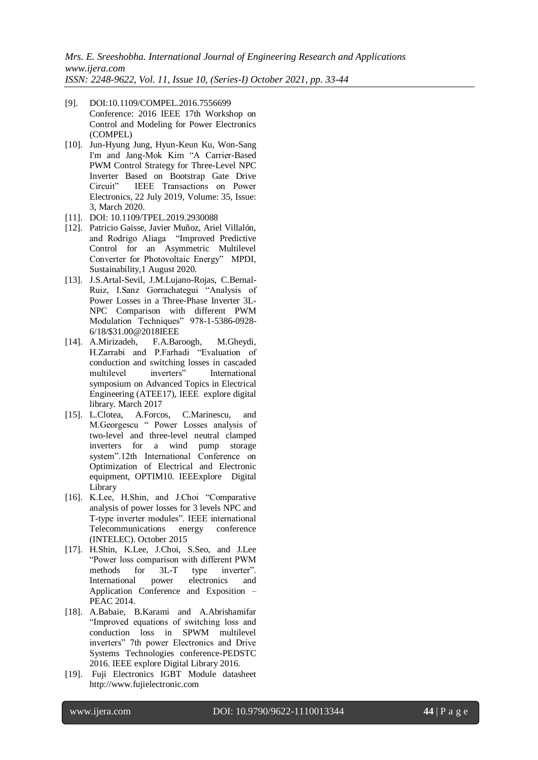[9]. DOI:10.1109/COMPEL.2016.7556699 Conference: 2016 IEEE 17th Workshop on Control and Modeling for Power Electronics (COMPEL)

[10]. Jun-Hyung Jung, Hyun-Keun Ku, Won-Sang I'm and Jang-Mok Kim "A Carrier-Based PWM Control Strategy for Three-Level NPC Inverter Based on Bootstrap Gate Drive Circuit" IEEE Transactions on Power Electronics, 22 July 2019, Volume: 35, Issue: 3, March 2020.

[11]. DOI: 10.1109/TPEL.2019.2930088

[12]. Patricio Gaisse, Javier Muñoz, Ariel Villalón, and Rodrigo Aliaga "Improved Predictive Control for an Asymmetric Multilevel Converter for Photovoltaic Energy" MPDI, Sustainability,1 August 2020.

[13]. J.S.Artal-Sevil, J.M.Lujano-Rojas, C.Bernal-Ruiz, I.Sanz Gorrachategui "Analysis of Power Losses in a Three-Phase Inverter 3L-NPC Comparison with different PWM Modulation Techniques" 978-1-5386-0928-6/18/$31.00@2018IEEE

[14]. A.Mirizadeh, F.A.Baroogh, M.Gheydi, H.Zarrabi and P.Farhadi "Evaluation of conduction and switching losses in cascaded multilevel inverters" International symposium on Advanced Topics in Electrical Engineering (ATEE17), IEEE explore digital library. March 2017

[15]. L.Clotea, A.Forcos, C.Marinescu, and M.Georgescu " Power Losses analysis of two-level and three-level neutral clamped inverters for a wind pump storage system".12th International Conference on Optimization of Electrical and Electronic equipment, OPTIM10. IEEExplore Digital Library

[16]. K.Lee, H.Shin, and J.Choi "Comparative analysis of power losses for 3 levels NPC and T-type inverter modules". IEEE international Telecommunications energy conference (INTELEC). October 2015

[17]. H.Shin, K.Lee, J.Choi, S.Seo, and J.Lee "Power loss comparison with different PWM methods for 3L-T type inverter". International power electronics and Application Conference and Exposition – PEAC 2014.

[18]. A.Babaie, B.Karami and A.Abrishamifar "Improved equations of switching loss and conduction loss in SPWM multilevel inverters" 7th power Electronics and Drive Systems Technologies conference-PEDSTC 2016. IEEE explore Digital Library 2016.

[19]. Fuji Electronics IGBT Module datasheet http://www.fujielectronic.com